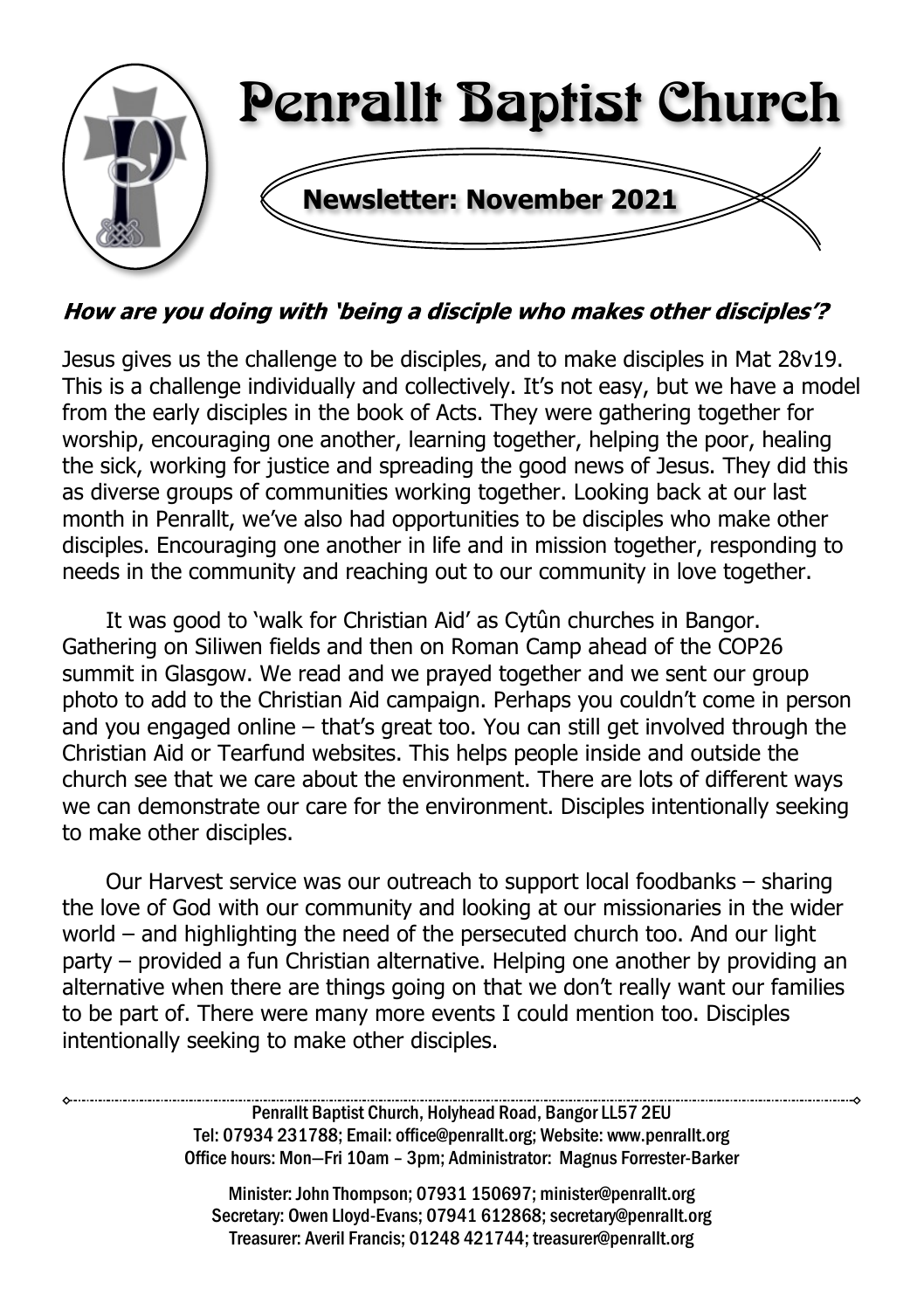# Penrallt Baptist Church

## Newsletter: November 2021

***How are you doing with 'being a disciple who makes other disciples'?***

Jesus gives us the challenge to be disciples, and to make disciples in Mat 28v19. This is a challenge individually and collectively. It's not easy, but we have a model from the early disciples in the book of Acts. They were gathering together for worship, encouraging one another, learning together, helping the poor, healing the sick, working for justice and spreading the good news of Jesus. They did this as diverse groups of communities working together. Looking back at our last month in Penrallt, we've also had opportunities to be disciples who make other disciples. Encouraging one another in life and in mission together, responding to needs in the community and reaching out to our community in love together.

It was good to 'walk for Christian Aid' as Cytûn churches in Bangor. Gathering on Siliwen fields and then on Roman Camp ahead of the COP26 summit in Glasgow. We read and we prayed together and we sent our group photo to add to the Christian Aid campaign. Perhaps you couldn't come in person and you engaged online – that's great too. You can still get involved through the Christian Aid or Tearfund websites. This helps people inside and outside the church see that we care about the environment. There are lots of different ways we can demonstrate our care for the environment. Disciples intentionally seeking to make other disciples.

Our Harvest service was our outreach to support local foodbanks – sharing the love of God with our community and looking at our missionaries in the wider world – and highlighting the need of the persecuted church too. And our light party – provided a fun Christian alternative. Helping one another by providing an alternative when there are things going on that we don't really want our families to be part of. There were many more events I could mention too. Disciples intentionally seeking to make other disciples.

---

Penrallt Baptist Church, Holyhead Road, Bangor LL57 2EU
Tel: 07934 231788; Email: office@penrallt.org; Website: www.penrallt.org
Office hours: Mon—Fri 10am – 3pm; Administrator: Magnus Forrester-Barker

Minister: John Thompson; 07931 150697; minister@penrallt.org
Secretary: Owen Lloyd-Evans; 07941 612868; secretary@penrallt.org
Treasurer: Averil Francis; 01248 421744; treasurer@penrallt.org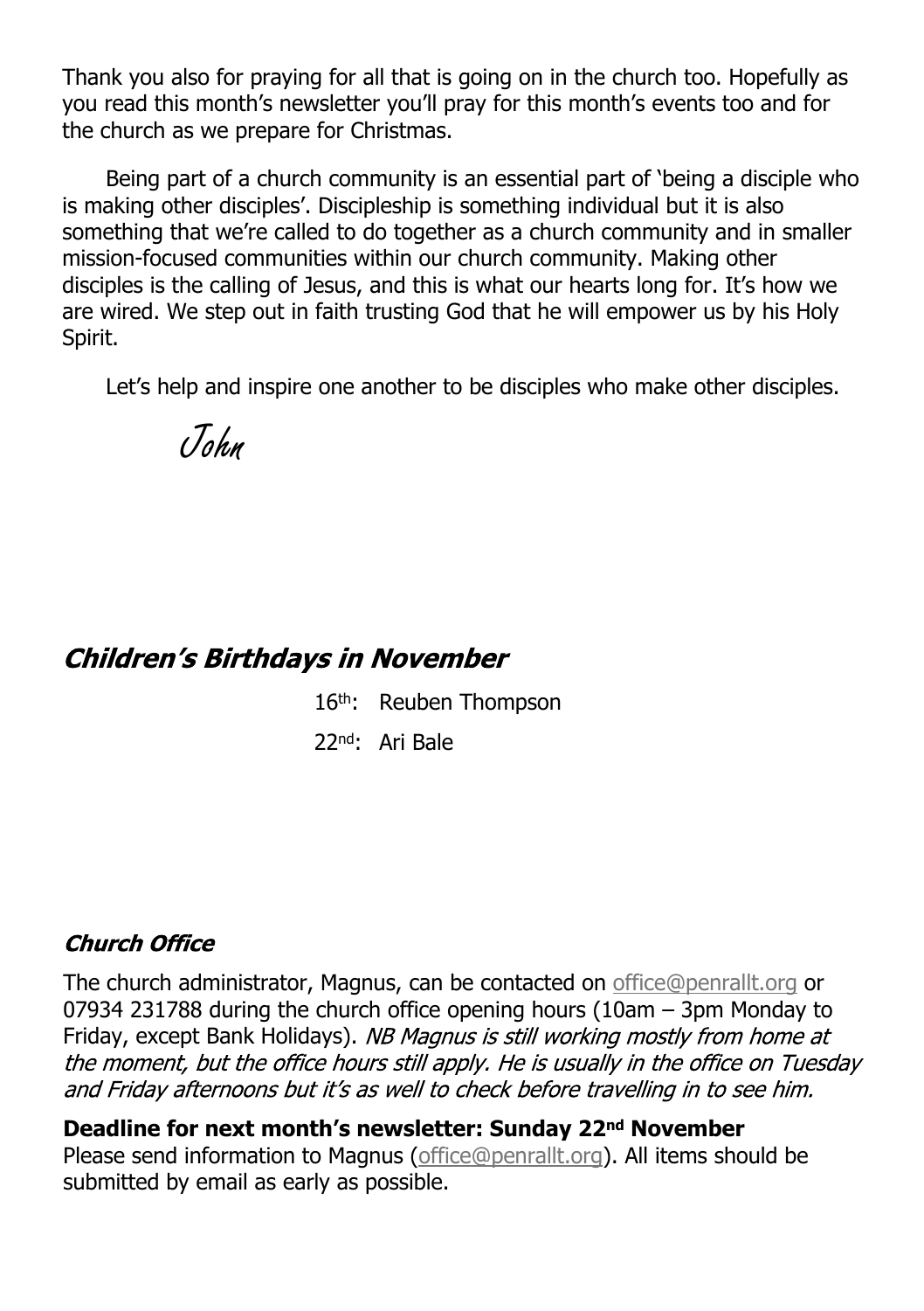Thank you also for praying for all that is going on in the church too. Hopefully as you read this month's newsletter you'll pray for this month's events too and for the church as we prepare for Christmas.

Being part of a church community is an essential part of 'being a disciple who is making other disciples'. Discipleship is something individual but it is also something that we're called to do together as a church community and in smaller mission-focused communities within our church community. Making other disciples is the calling of Jesus, and this is what our hearts long for. It's how we are wired. We step out in faith trusting God that he will empower us by his Holy Spirit.

Let's help and inspire one another to be disciples who make other disciples.

*John*

## *Children's Birthdays in November*

16th: Reuben Thompson

22nd: Ari Bale

### *Church Office*

The church administrator, Magnus, can be contacted on office@penrallt.org or 07934 231788 during the church office opening hours (10am – 3pm Monday to Friday, except Bank Holidays). *NB Magnus is still working mostly from home at the moment, but the office hours still apply. He is usually in the office on Tuesday and Friday afternoons but it's as well to check before travelling in to see him.*

**Deadline for next month's newsletter: Sunday 22nd November**
Please send information to Magnus (office@penrallt.org). All items should be submitted by email as early as possible.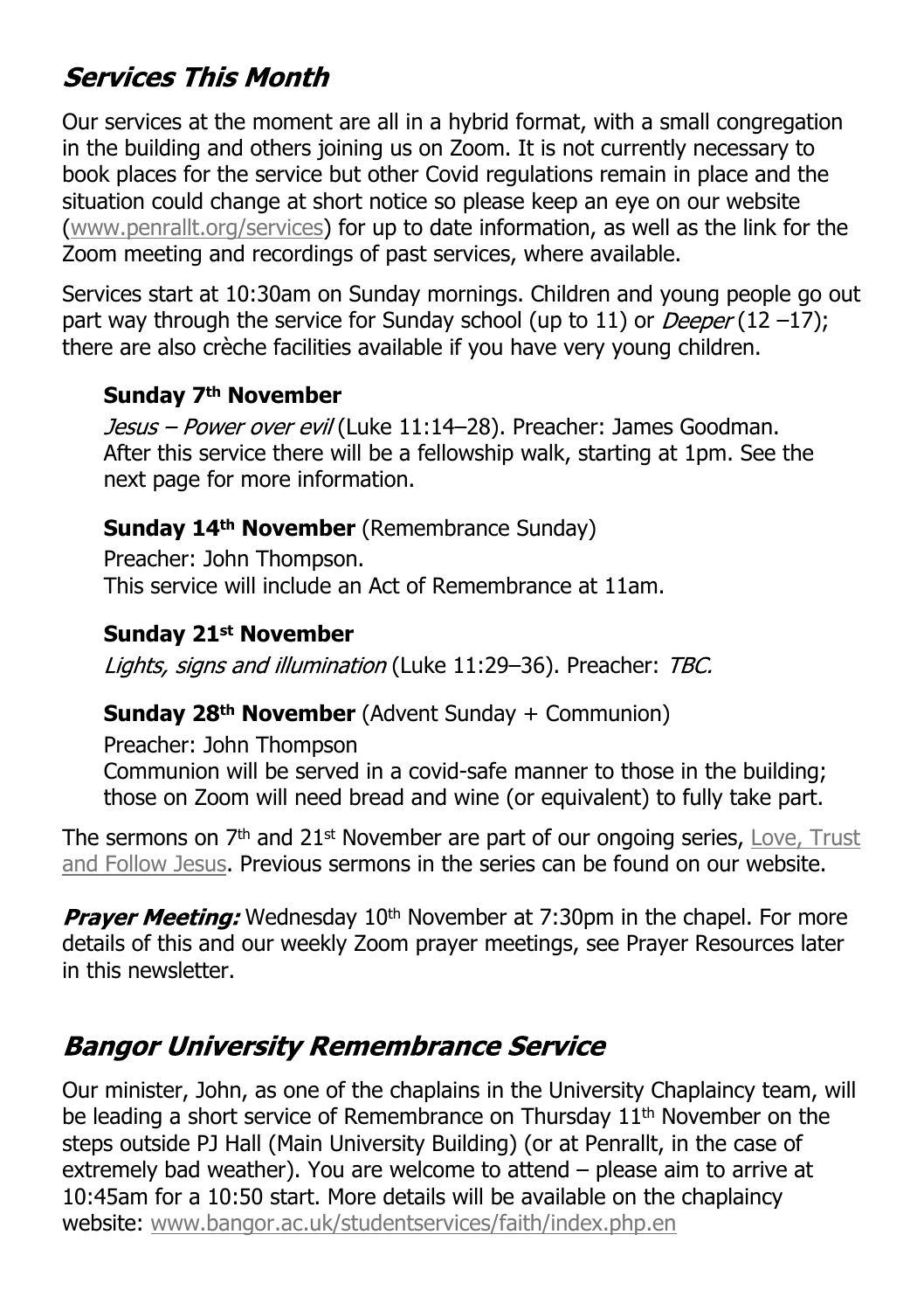## *Services This Month*

Our services at the moment are all in a hybrid format, with a small congregation in the building and others joining us on Zoom. It is not currently necessary to book places for the service but other Covid regulations remain in place and the situation could change at short notice so please keep an eye on our website (www.penrallt.org/services) for up to date information, as well as the link for the Zoom meeting and recordings of past services, where available.

Services start at 10:30am on Sunday mornings. Children and young people go out part way through the service for Sunday school (up to 11) or *Deeper* (12 –17); there are also crèche facilities available if you have very young children.

**Sunday 7th November**

*Jesus – Power over evil* (Luke 11:14–28). Preacher: James Goodman. After this service there will be a fellowship walk, starting at 1pm. See the next page for more information.

**Sunday 14th November** (Remembrance Sunday)

Preacher: John Thompson.
This service will include an Act of Remembrance at 11am.

**Sunday 21st November**

*Lights, signs and illumination* (Luke 11:29–36). Preacher: *TBC.*

**Sunday 28th November** (Advent Sunday + Communion)

Preacher: John Thompson
Communion will be served in a covid-safe manner to those in the building; those on Zoom will need bread and wine (or equivalent) to fully take part.

The sermons on 7th and 21st November are part of our ongoing series, Love, Trust and Follow Jesus. Previous sermons in the series can be found on our website.

***Prayer Meeting:*** Wednesday 10th November at 7:30pm in the chapel. For more details of this and our weekly Zoom prayer meetings, see Prayer Resources later in this newsletter.

## *Bangor University Remembrance Service*

Our minister, John, as one of the chaplains in the University Chaplaincy team, will be leading a short service of Remembrance on Thursday 11th November on the steps outside PJ Hall (Main University Building) (or at Penrallt, in the case of extremely bad weather). You are welcome to attend – please aim to arrive at 10:45am for a 10:50 start. More details will be available on the chaplaincy website: www.bangor.ac.uk/studentservices/faith/index.php.en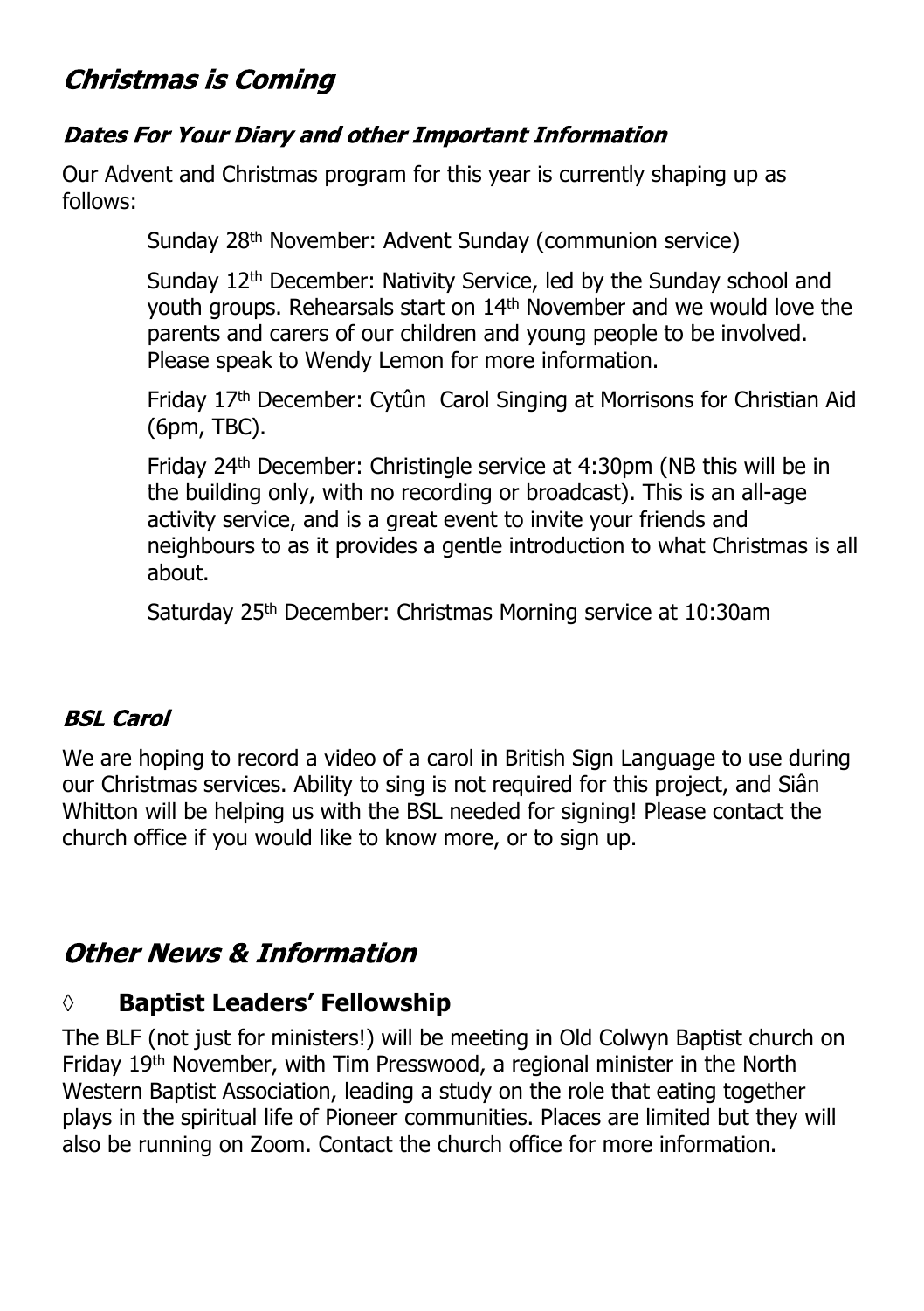## *Christmas is Coming*

### *Dates For Your Diary and other Important Information*

Our Advent and Christmas program for this year is currently shaping up as follows:

Sunday 28th November: Advent Sunday (communion service)

Sunday 12th December: Nativity Service, led by the Sunday school and youth groups. Rehearsals start on 14th November and we would love the parents and carers of our children and young people to be involved. Please speak to Wendy Lemon for more information.

Friday 17th December: Cytûn Carol Singing at Morrisons for Christian Aid (6pm, TBC).

Friday 24th December: Christingle service at 4:30pm (NB this will be in the building only, with no recording or broadcast). This is an all-age activity service, and is a great event to invite your friends and neighbours to as it provides a gentle introduction to what Christmas is all about.

Saturday 25th December: Christmas Morning service at 10:30am

### *BSL Carol*

We are hoping to record a video of a carol in British Sign Language to use during our Christmas services. Ability to sing is not required for this project, and Siân Whitton will be helping us with the BSL needed for signing! Please contact the church office if you would like to know more, or to sign up.

## *Other News & Information*

### ◊ **Baptist Leaders' Fellowship**

The BLF (not just for ministers!) will be meeting in Old Colwyn Baptist church on Friday 19th November, with Tim Presswood, a regional minister in the North Western Baptist Association, leading a study on the role that eating together plays in the spiritual life of Pioneer communities. Places are limited but they will also be running on Zoom. Contact the church office for more information.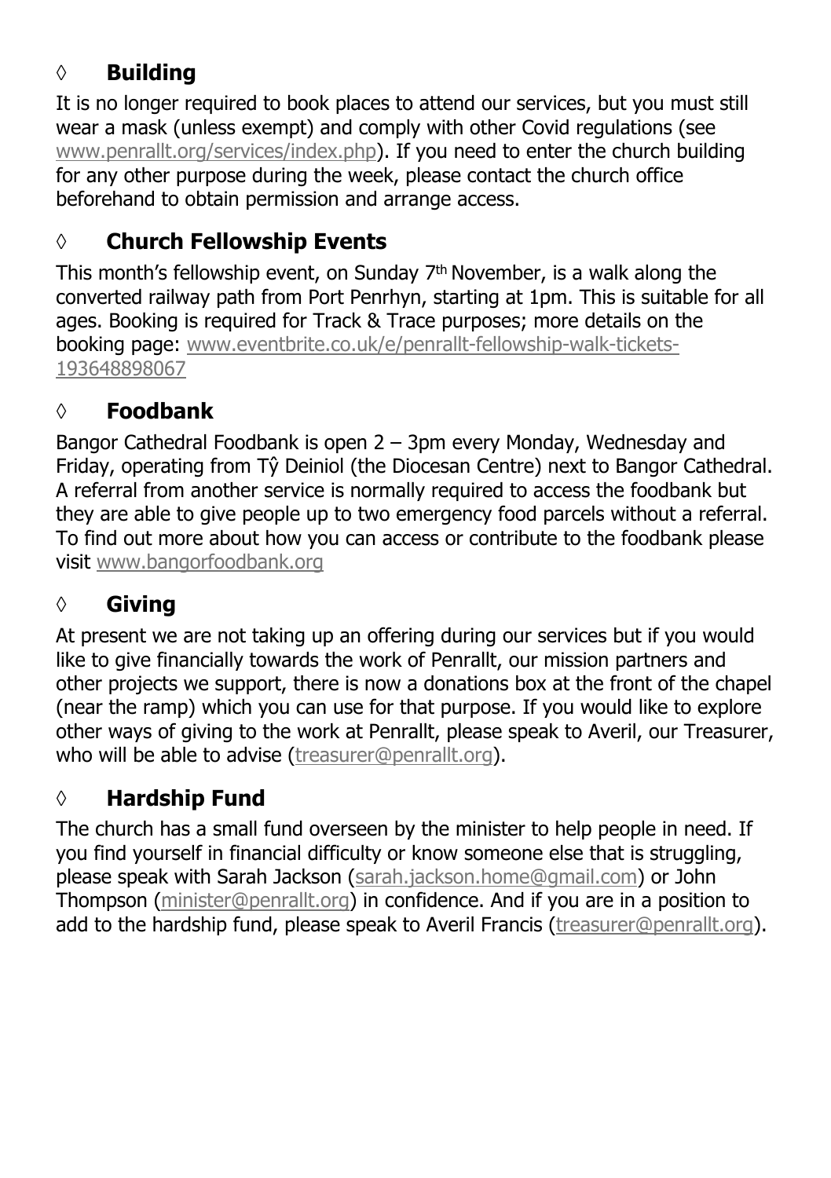## ◊ Building

It is no longer required to book places to attend our services, but you must still wear a mask (unless exempt) and comply with other Covid regulations (see www.penrallt.org/services/index.php). If you need to enter the church building for any other purpose during the week, please contact the church office beforehand to obtain permission and arrange access.

## ◊ Church Fellowship Events

This month's fellowship event, on Sunday 7th November, is a walk along the converted railway path from Port Penrhyn, starting at 1pm. This is suitable for all ages. Booking is required for Track & Trace purposes; more details on the booking page: www.eventbrite.co.uk/e/penrallt-fellowship-walk-tickets-193648898067

## ◊ Foodbank

Bangor Cathedral Foodbank is open 2 – 3pm every Monday, Wednesday and Friday, operating from Tŷ Deiniol (the Diocesan Centre) next to Bangor Cathedral. A referral from another service is normally required to access the foodbank but they are able to give people up to two emergency food parcels without a referral. To find out more about how you can access or contribute to the foodbank please visit www.bangorfoodbank.org

## ◊ Giving

At present we are not taking up an offering during our services but if you would like to give financially towards the work of Penrallt, our mission partners and other projects we support, there is now a donations box at the front of the chapel (near the ramp) which you can use for that purpose. If you would like to explore other ways of giving to the work at Penrallt, please speak to Averil, our Treasurer, who will be able to advise (treasurer@penrallt.org).

## ◊ Hardship Fund

The church has a small fund overseen by the minister to help people in need. If you find yourself in financial difficulty or know someone else that is struggling, please speak with Sarah Jackson (sarah.jackson.home@gmail.com) or John Thompson (minister@penrallt.org) in confidence. And if you are in a position to add to the hardship fund, please speak to Averil Francis (treasurer@penrallt.org).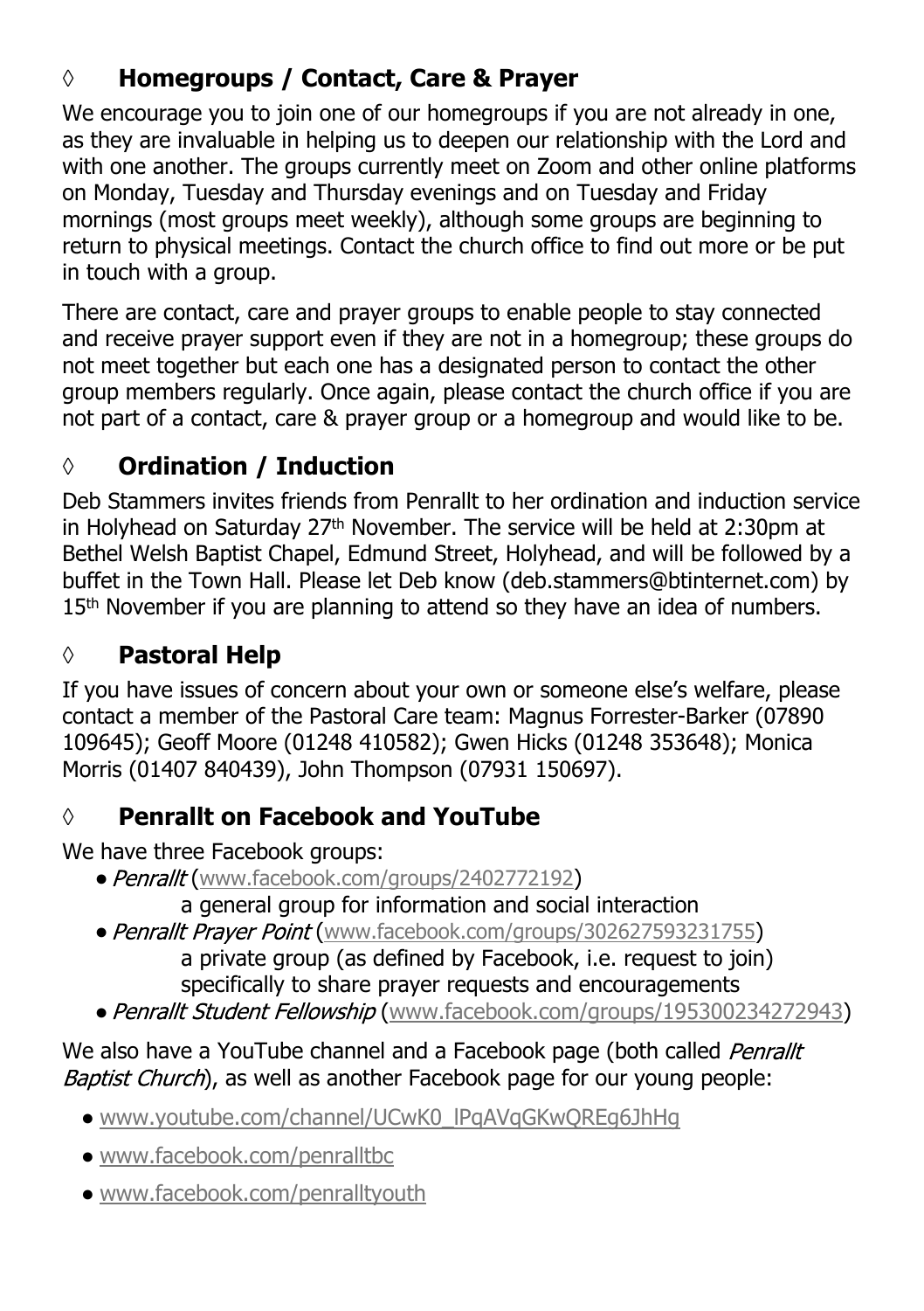## ◊ Homegroups / Contact, Care & Prayer

We encourage you to join one of our homegroups if you are not already in one, as they are invaluable in helping us to deepen our relationship with the Lord and with one another. The groups currently meet on Zoom and other online platforms on Monday, Tuesday and Thursday evenings and on Tuesday and Friday mornings (most groups meet weekly), although some groups are beginning to return to physical meetings. Contact the church office to find out more or be put in touch with a group.

There are contact, care and prayer groups to enable people to stay connected and receive prayer support even if they are not in a homegroup; these groups do not meet together but each one has a designated person to contact the other group members regularly. Once again, please contact the church office if you are not part of a contact, care & prayer group or a homegroup and would like to be.

## ◊ Ordination / Induction

Deb Stammers invites friends from Penrallt to her ordination and induction service in Holyhead on Saturday 27th November. The service will be held at 2:30pm at Bethel Welsh Baptist Chapel, Edmund Street, Holyhead, and will be followed by a buffet in the Town Hall. Please let Deb know (deb.stammers@btinternet.com) by 15th November if you are planning to attend so they have an idea of numbers.

## ◊ Pastoral Help

If you have issues of concern about your own or someone else's welfare, please contact a member of the Pastoral Care team: Magnus Forrester-Barker (07890 109645); Geoff Moore (01248 410582); Gwen Hicks (01248 353648); Monica Morris (01407 840439), John Thompson (07931 150697).

## ◊ Penrallt on Facebook and YouTube

We have three Facebook groups:

- *Penrallt* (www.facebook.com/groups/2402772192)
  a general group for information and social interaction
- *Penrallt Prayer Point* (www.facebook.com/groups/302627593231755)
  a private group (as defined by Facebook, i.e. request to join) specifically to share prayer requests and encouragements
- *Penrallt Student Fellowship* (www.facebook.com/groups/195300234272943)

We also have a YouTube channel and a Facebook page (both called *Penrallt Baptist Church*), as well as another Facebook page for our young people:

- www.youtube.com/channel/UCwK0_lPqAVqGKwQREg6JhHg
- www.facebook.com/penralltbc
- www.facebook.com/penralltyouth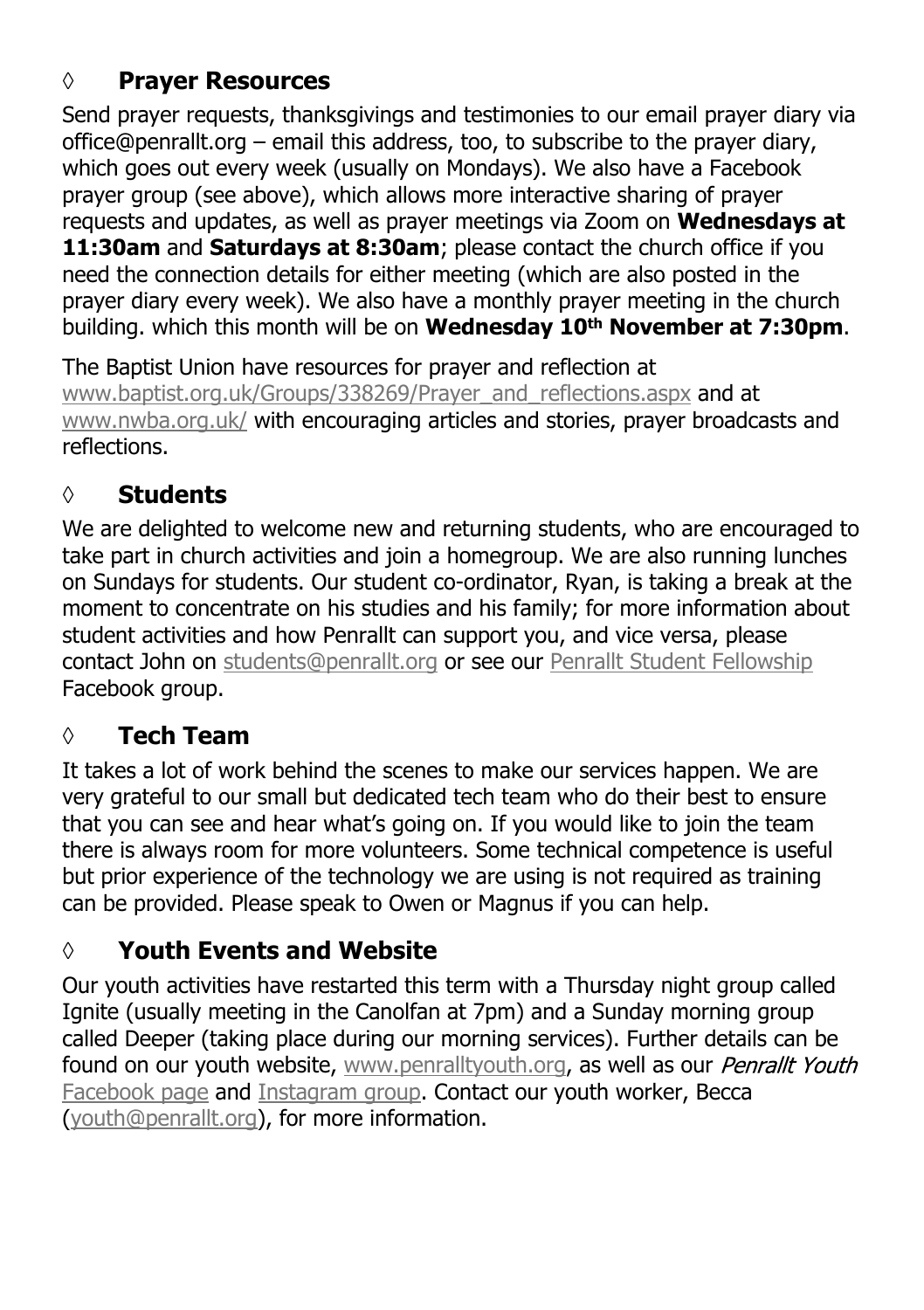## ◊ Prayer Resources

Send prayer requests, thanksgivings and testimonies to our email prayer diary via office@penrallt.org – email this address, too, to subscribe to the prayer diary, which goes out every week (usually on Mondays). We also have a Facebook prayer group (see above), which allows more interactive sharing of prayer requests and updates, as well as prayer meetings via Zoom on **Wednesdays at 11:30am** and **Saturdays at 8:30am**; please contact the church office if you need the connection details for either meeting (which are also posted in the prayer diary every week). We also have a monthly prayer meeting in the church building. which this month will be on **Wednesday 10th November at 7:30pm**.

The Baptist Union have resources for prayer and reflection at www.baptist.org.uk/Groups/338269/Prayer_and_reflections.aspx and at www.nwba.org.uk/ with encouraging articles and stories, prayer broadcasts and reflections.

## ◊ Students

We are delighted to welcome new and returning students, who are encouraged to take part in church activities and join a homegroup. We are also running lunches on Sundays for students. Our student co-ordinator, Ryan, is taking a break at the moment to concentrate on his studies and his family; for more information about student activities and how Penrallt can support you, and vice versa, please contact John on students@penrallt.org or see our Penrallt Student Fellowship Facebook group.

## ◊ Tech Team

It takes a lot of work behind the scenes to make our services happen. We are very grateful to our small but dedicated tech team who do their best to ensure that you can see and hear what's going on. If you would like to join the team there is always room for more volunteers. Some technical competence is useful but prior experience of the technology we are using is not required as training can be provided. Please speak to Owen or Magnus if you can help.

## ◊ Youth Events and Website

Our youth activities have restarted this term with a Thursday night group called Ignite (usually meeting in the Canolfan at 7pm) and a Sunday morning group called Deeper (taking place during our morning services). Further details can be found on our youth website, www.penralltyouth.org, as well as our *Penrallt Youth* Facebook page and Instagram group. Contact our youth worker, Becca (youth@penrallt.org), for more information.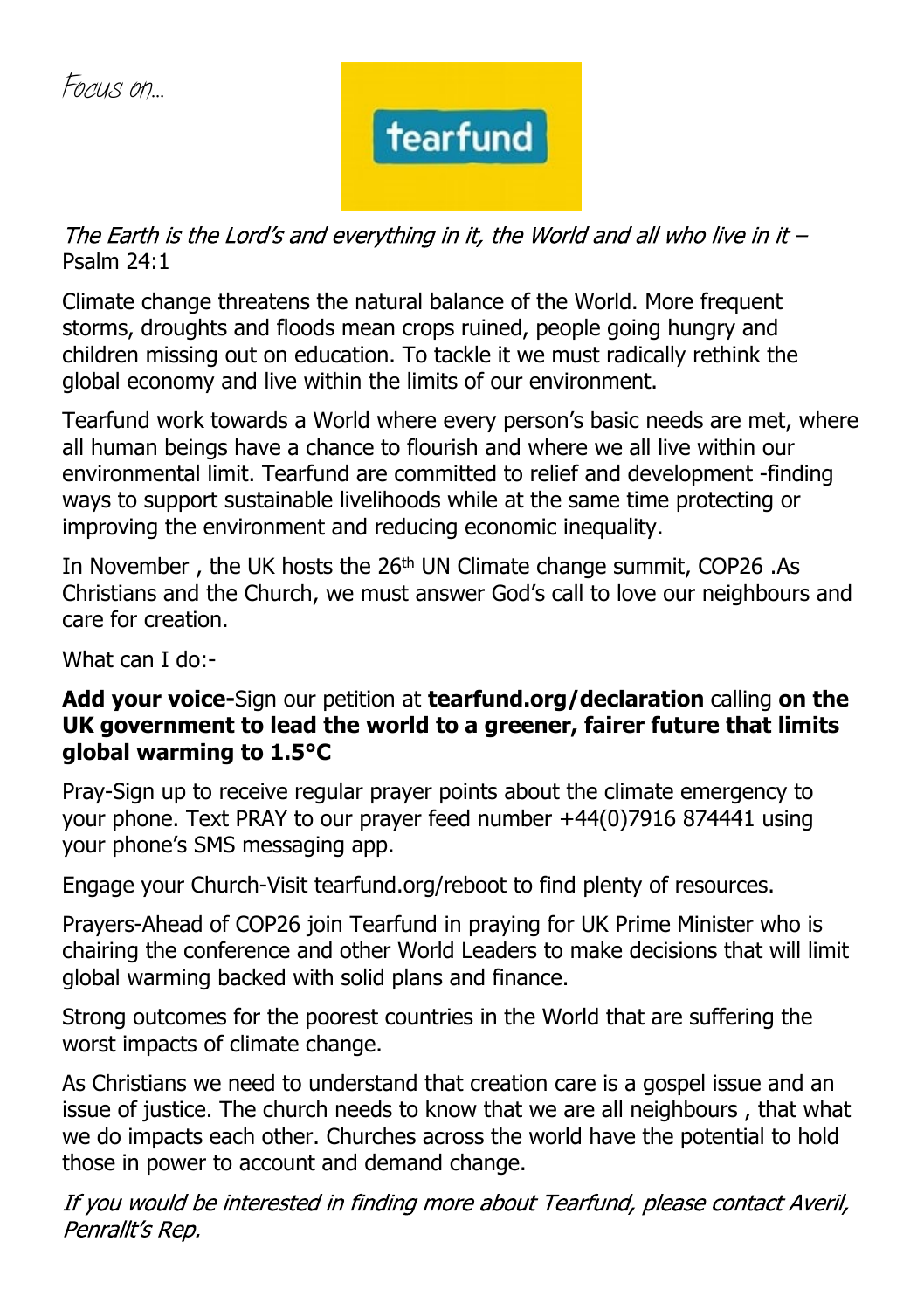*Focus on…*

tearfund

*The Earth is the Lord's and everything in it, the World and all who live in it –* Psalm 24:1

Climate change threatens the natural balance of the World. More frequent storms, droughts and floods mean crops ruined, people going hungry and children missing out on education. To tackle it we must radically rethink the global economy and live within the limits of our environment.

Tearfund work towards a World where every person's basic needs are met, where all human beings have a chance to flourish and where we all live within our environmental limit. Tearfund are committed to relief and development -finding ways to support sustainable livelihoods while at the same time protecting or improving the environment and reducing economic inequality.

In November , the UK hosts the 26th UN Climate change summit, COP26 .As Christians and the Church, we must answer God's call to love our neighbours and care for creation.

What can I do:-

**Add your voice-**Sign our petition at **tearfund.org/declaration** calling **on the UK government to lead the world to a greener, fairer future that limits global warming to 1.5°C**

Pray-Sign up to receive regular prayer points about the climate emergency to your phone. Text PRAY to our prayer feed number +44(0)7916 874441 using your phone's SMS messaging app.

Engage your Church-Visit tearfund.org/reboot to find plenty of resources.

Prayers-Ahead of COP26 join Tearfund in praying for UK Prime Minister who is chairing the conference and other World Leaders to make decisions that will limit global warming backed with solid plans and finance.

Strong outcomes for the poorest countries in the World that are suffering the worst impacts of climate change.

As Christians we need to understand that creation care is a gospel issue and an issue of justice. The church needs to know that we are all neighbours , that what we do impacts each other. Churches across the world have the potential to hold those in power to account and demand change.

*If you would be interested in finding more about Tearfund, please contact Averil, Penrallt's Rep.*